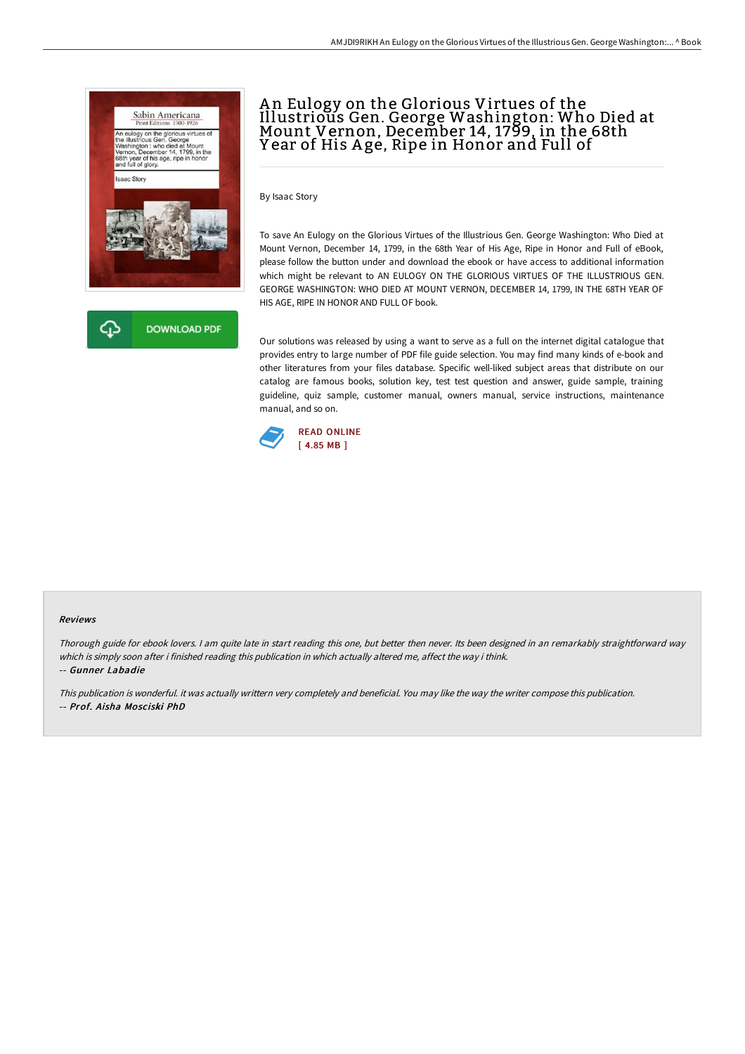# An Eulogy on the Glorious Virtues of the Illustrious Gen. George Washington: Who Died at Mount Vernon, December 14, 1799, in the 68th Year of His Age, Ripe in Honor and Full of

By Isaac Story

To save An Eulogy on the Glorious Virtues of the Illustrious Gen. George Washington: Who Died at Mount Vernon, December 14, 1799, in the 68th Year of His Age, Ripe in Honor and Full of eBook, please follow the button under and download the ebook or have access to additional information which might be relevant to AN EULOGY ON THE GLORIOUS VIRTUES OF THE ILLUSTRIOUS GEN. GEORGE WASHINGTON: WHO DIED AT MOUNT VERNON, DECEMBER 14, 1799, IN THE 68TH YEAR OF HIS AGE, RIPE IN HONOR AND FULL OF book.

Our solutions was released by using a want to serve as a full on the internet digital catalogue that provides entry to large number of PDF file guide selection. You may find many kinds of e-book and other literatures from your files database. Specific well-liked subject areas that distribute on our catalog are famous books, solution key, test test question and answer, guide sample, training guideline, quiz sample, customer manual, owners manual, service instructions, maintenance manual, and so on.

READ ONLINE
[ 4.85 MB ]

### Reviews

*Thorough guide for ebook lovers. I am quite late in start reading this one, but better then never. Its been designed in an remarkably straightforward way which is simply soon after i finished reading this publication in which actually altered me, affect the way i think.*

*-- Gunner Labadie*

*This publication is wonderful. it was actually writtern very completely and beneficial. You may like the way the writer compose this publication.*

*-- Prof. Aisha Mosciski PhD*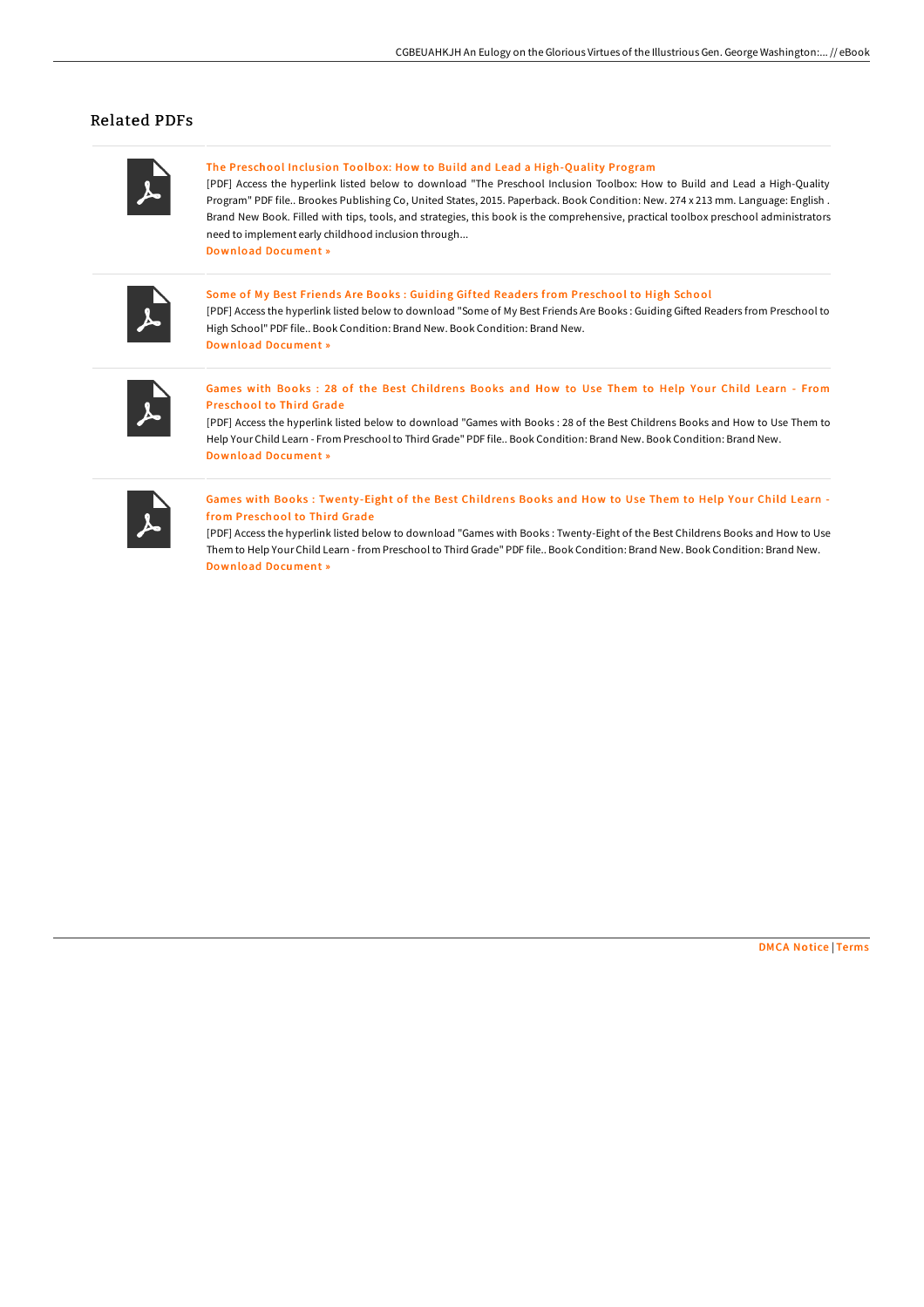## Related PDFs

### The Preschool Inclusion Toolbox: How to Build and Lead a High-Quality Program

[PDF] Access the hyperlink listed below to download "The Preschool Inclusion Toolbox: How to Build and Lead a High-Quality Program" PDF file.. Brookes Publishing Co, United States, 2015. Paperback. Book Condition: New. 274 x 213 mm. Language: English . Brand New Book. Filled with tips, tools, and strategies, this book is the comprehensive, practical toolbox preschool administrators need to implement early childhood inclusion through...

Download Document »

### Some of My Best Friends Are Books : Guiding Gifted Readers from Preschool to High School

[PDF] Access the hyperlink listed below to download "Some of My Best Friends Are Books : Guiding Gifted Readers from Preschool to High School" PDF file.. Book Condition: Brand New. Book Condition: Brand New.

Download Document »

### Games with Books : 28 of the Best Childrens Books and How to Use Them to Help Your Child Learn - From Preschool to Third Grade

[PDF] Access the hyperlink listed below to download "Games with Books : 28 of the Best Childrens Books and How to Use Them to Help Your Child Learn - From Preschool to Third Grade" PDF file.. Book Condition: Brand New. Book Condition: Brand New.

Download Document »

### Games with Books : Twenty-Eight of the Best Childrens Books and How to Use Them to Help Your Child Learn - from Preschool to Third Grade

[PDF] Access the hyperlink listed below to download "Games with Books : Twenty-Eight of the Best Childrens Books and How to Use Them to Help Your Child Learn - from Preschool to Third Grade" PDF file.. Book Condition: Brand New. Book Condition: Brand New.

Download Document »